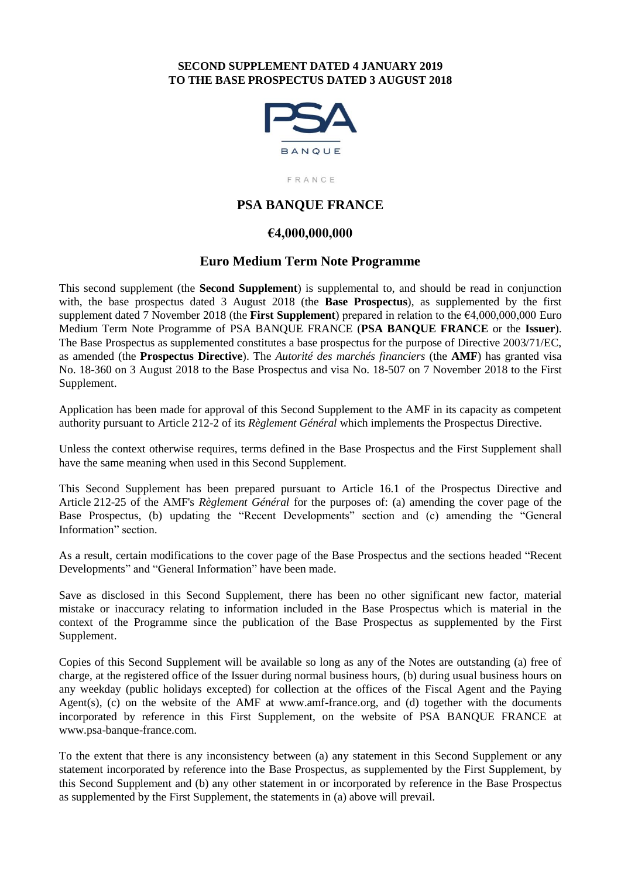**SECOND SUPPLEMENT DATED 4 JANUARY 2019**
**TO THE BASE PROSPECTUS DATED 3 AUGUST 2018**

PSA

BANQUE

FRANCE

# PSA BANQUE FRANCE

## €4,000,000,000

## Euro Medium Term Note Programme

This second supplement (the **Second Supplement**) is supplemental to, and should be read in conjunction with, the base prospectus dated 3 August 2018 (the **Base Prospectus**), as supplemented by the first supplement dated 7 November 2018 (the **First Supplement**) prepared in relation to the €4,000,000,000 Euro Medium Term Note Programme of PSA BANQUE FRANCE (**PSA BANQUE FRANCE** or the **Issuer**). The Base Prospectus as supplemented constitutes a base prospectus for the purpose of Directive 2003/71/EC, as amended (the **Prospectus Directive**). The *Autorité des marchés financiers* (the **AMF**) has granted visa No. 18-360 on 3 August 2018 to the Base Prospectus and visa No. 18-507 on 7 November 2018 to the First Supplement.

Application has been made for approval of this Second Supplement to the AMF in its capacity as competent authority pursuant to Article 212-2 of its *Règlement Général* which implements the Prospectus Directive.

Unless the context otherwise requires, terms defined in the Base Prospectus and the First Supplement shall have the same meaning when used in this Second Supplement.

This Second Supplement has been prepared pursuant to Article 16.1 of the Prospectus Directive and Article 212-25 of the AMF's *Règlement Général* for the purposes of: (a) amending the cover page of the Base Prospectus, (b) updating the "Recent Developments" section and (c) amending the "General Information" section.

As a result, certain modifications to the cover page of the Base Prospectus and the sections headed "Recent Developments" and "General Information" have been made.

Save as disclosed in this Second Supplement, there has been no other significant new factor, material mistake or inaccuracy relating to information included in the Base Prospectus which is material in the context of the Programme since the publication of the Base Prospectus as supplemented by the First Supplement.

Copies of this Second Supplement will be available so long as any of the Notes are outstanding (a) free of charge, at the registered office of the Issuer during normal business hours, (b) during usual business hours on any weekday (public holidays excepted) for collection at the offices of the Fiscal Agent and the Paying Agent(s), (c) on the website of the AMF at www.amf-france.org, and (d) together with the documents incorporated by reference in this First Supplement, on the website of PSA BANQUE FRANCE at www.psa-banque-france.com.

To the extent that there is any inconsistency between (a) any statement in this Second Supplement or any statement incorporated by reference into the Base Prospectus, as supplemented by the First Supplement, by this Second Supplement and (b) any other statement in or incorporated by reference in the Base Prospectus as supplemented by the First Supplement, the statements in (a) above will prevail.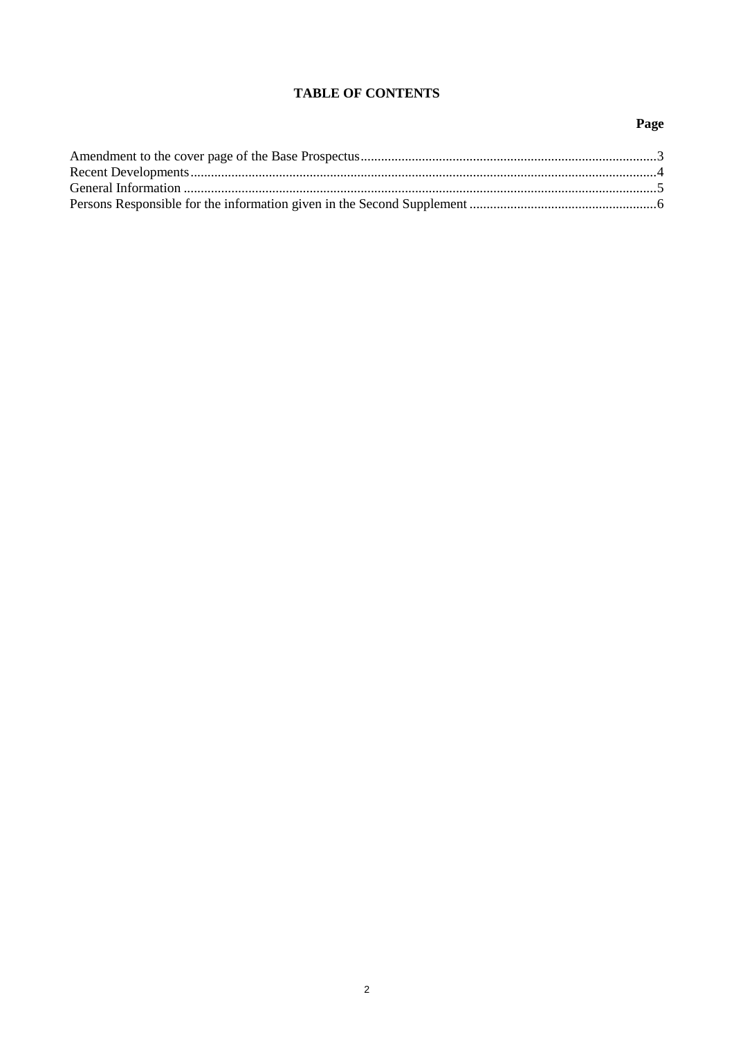## TABLE OF CONTENTS

| | Page |
|---|---|
| Amendment to the cover page of the Base Prospectus | 3 |
| Recent Developments | 4 |
| General Information | 5 |
| Persons Responsible for the information given in the Second Supplement | 6 |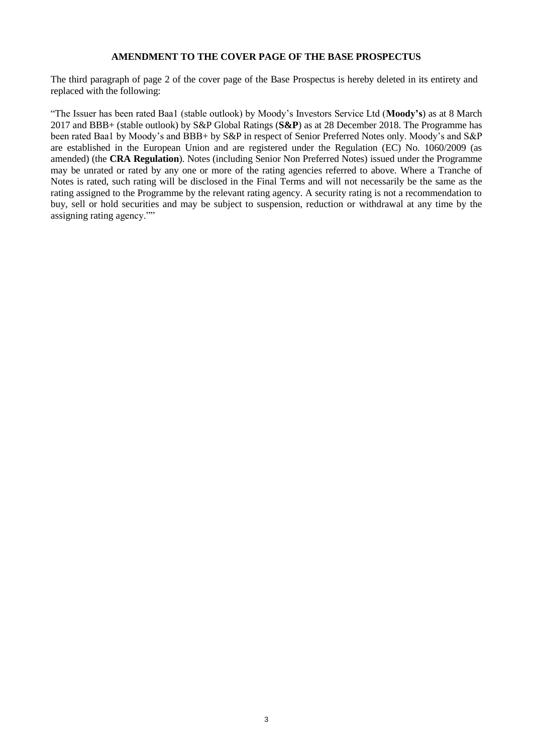## AMENDMENT TO THE COVER PAGE OF THE BASE PROSPECTUS

The third paragraph of page 2 of the cover page of the Base Prospectus is hereby deleted in its entirety and replaced with the following:

"The Issuer has been rated Baa1 (stable outlook) by Moody's Investors Service Ltd (**Moody's**) as at 8 March 2017 and BBB+ (stable outlook) by S&P Global Ratings (**S&P**) as at 28 December 2018. The Programme has been rated Baa1 by Moody's and BBB+ by S&P in respect of Senior Preferred Notes only. Moody's and S&P are established in the European Union and are registered under the Regulation (EC) No. 1060/2009 (as amended) (the **CRA Regulation**). Notes (including Senior Non Preferred Notes) issued under the Programme may be unrated or rated by any one or more of the rating agencies referred to above. Where a Tranche of Notes is rated, such rating will be disclosed in the Final Terms and will not necessarily be the same as the rating assigned to the Programme by the relevant rating agency. A security rating is not a recommendation to buy, sell or hold securities and may be subject to suspension, reduction or withdrawal at any time by the assigning rating agency.""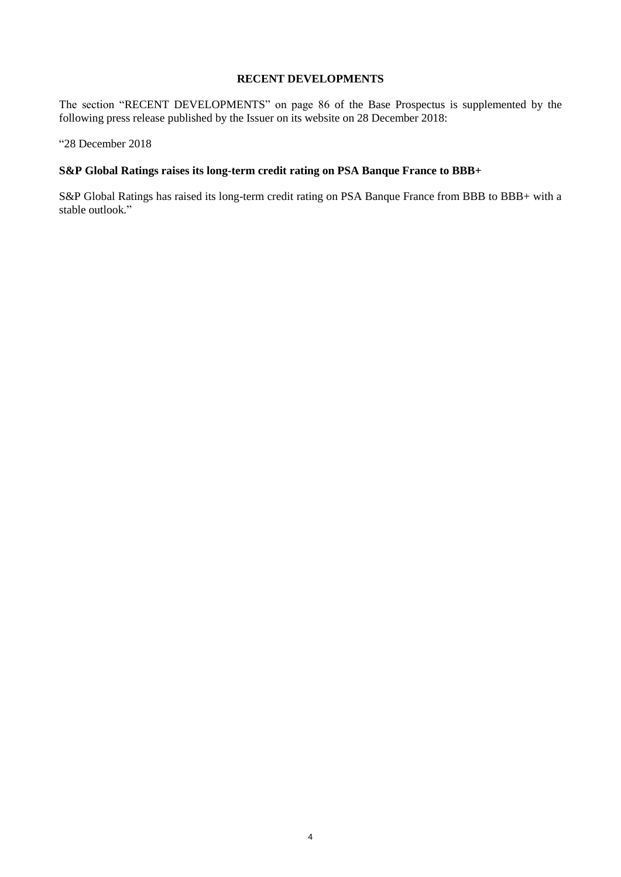## RECENT DEVELOPMENTS

The section "RECENT DEVELOPMENTS" on page 86 of the Base Prospectus is supplemented by the following press release published by the Issuer on its website on 28 December 2018:

"28 December 2018

**S&P Global Ratings raises its long-term credit rating on PSA Banque France to BBB+**

S&P Global Ratings has raised its long-term credit rating on PSA Banque France from BBB to BBB+ with a stable outlook."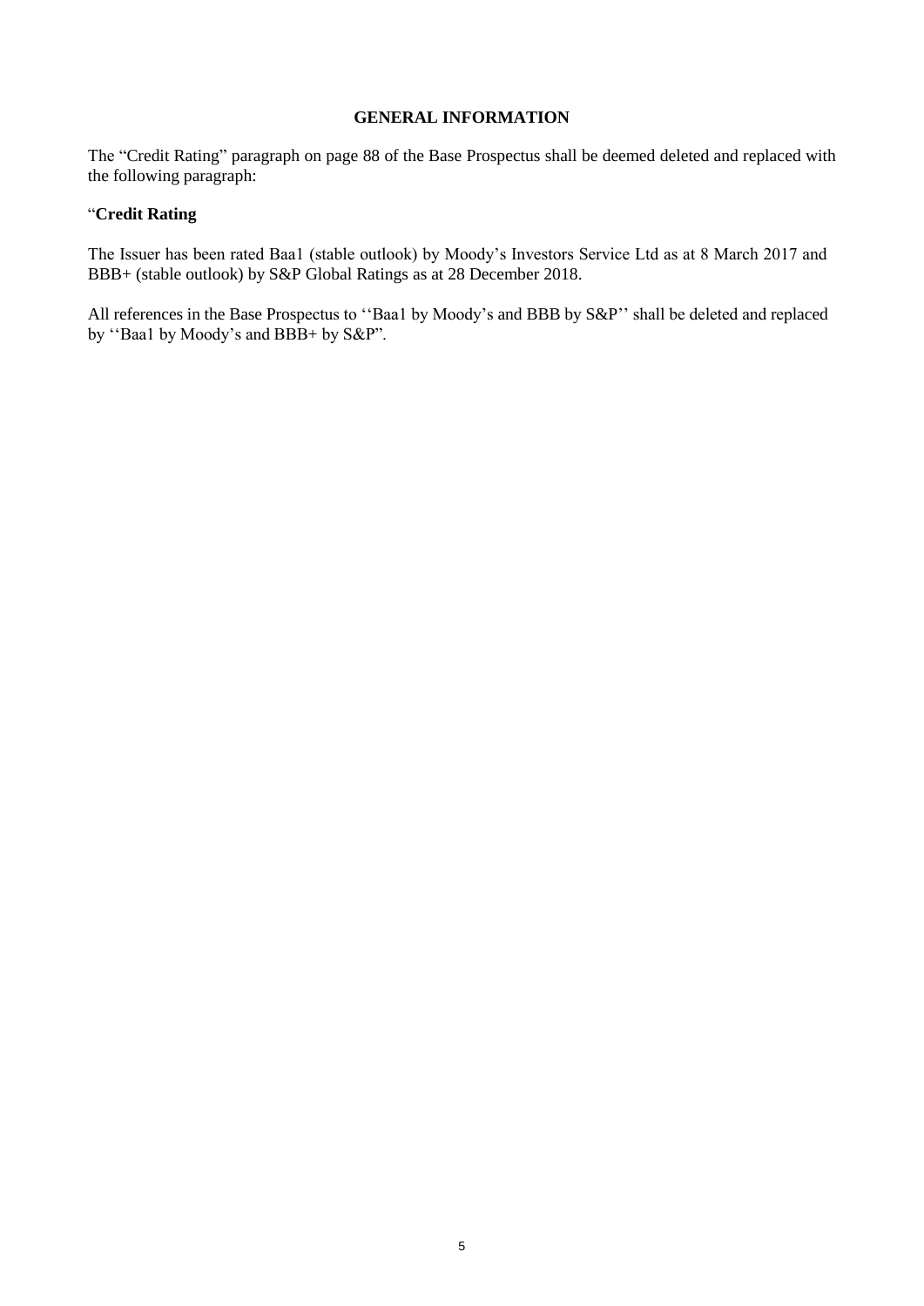## GENERAL INFORMATION

The "Credit Rating" paragraph on page 88 of the Base Prospectus shall be deemed deleted and replaced with the following paragraph:

"**Credit Rating**

The Issuer has been rated Baa1 (stable outlook) by Moody's Investors Service Ltd as at 8 March 2017 and BBB+ (stable outlook) by S&P Global Ratings as at 28 December 2018.

All references in the Base Prospectus to ''Baa1 by Moody's and BBB by S&P'' shall be deleted and replaced by ''Baa1 by Moody's and BBB+ by S&P".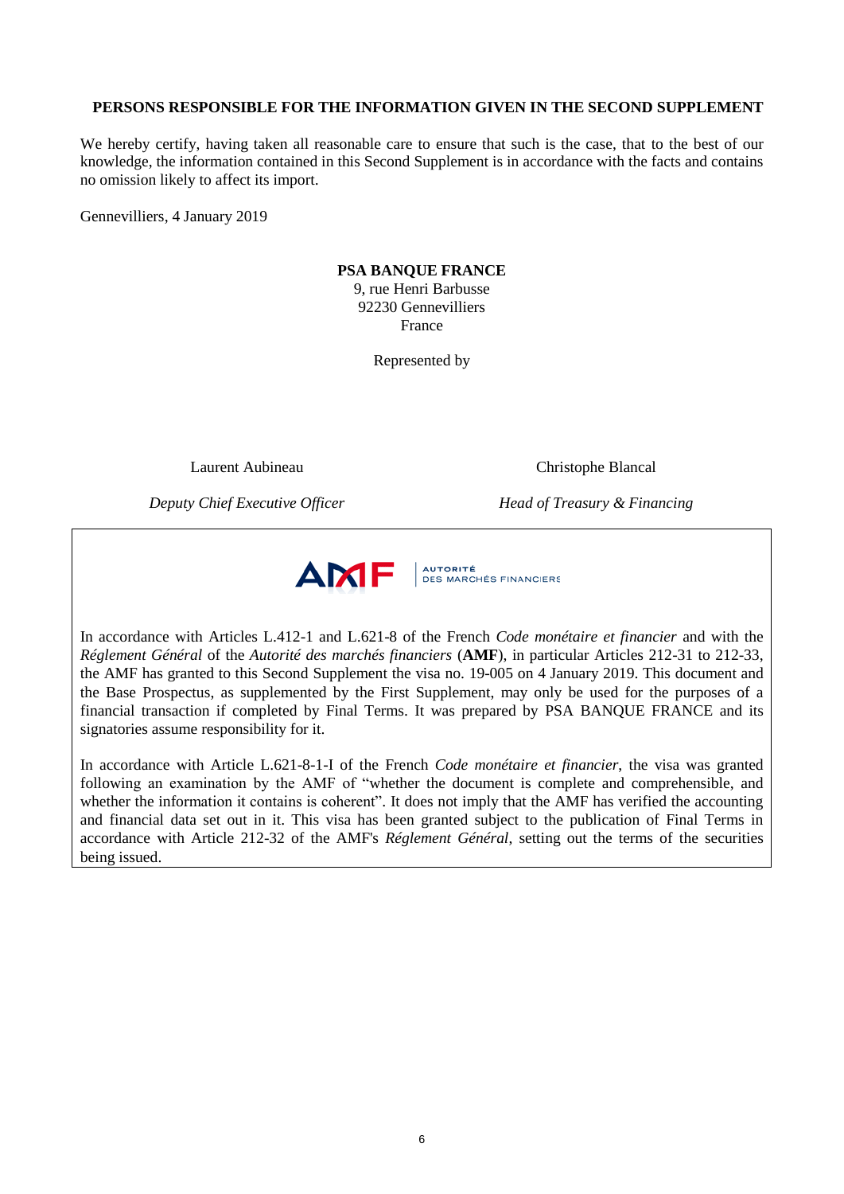## PERSONS RESPONSIBLE FOR THE INFORMATION GIVEN IN THE SECOND SUPPLEMENT

We hereby certify, having taken all reasonable care to ensure that such is the case, that to the best of our knowledge, the information contained in this Second Supplement is in accordance with the facts and contains no omission likely to affect its import.

Gennevilliers, 4 January 2019

**PSA BANQUE FRANCE**
9, rue Henri Barbusse
92230 Gennevilliers
France

Represented by

Laurent Aubineau

*Deputy Chief Executive Officer*

Christophe Blancal

*Head of Treasury & Financing*

---

AMF | AUTORITÉ DES MARCHÉS FINANCIERS

In accordance with Articles L.412-1 and L.621-8 of the French *Code monétaire et financier* and with the *Réglement Général* of the *Autorité des marchés financiers* (**AMF**), in particular Articles 212-31 to 212-33, the AMF has granted to this Second Supplement the visa no. 19-005 on 4 January 2019. This document and the Base Prospectus, as supplemented by the First Supplement, may only be used for the purposes of a financial transaction if completed by Final Terms. It was prepared by PSA BANQUE FRANCE and its signatories assume responsibility for it.

In accordance with Article L.621-8-1-I of the French *Code monétaire et financier*, the visa was granted following an examination by the AMF of "whether the document is complete and comprehensible, and whether the information it contains is coherent". It does not imply that the AMF has verified the accounting and financial data set out in it. This visa has been granted subject to the publication of Final Terms in accordance with Article 212-32 of the AMF's *Réglement Général*, setting out the terms of the securities being issued.